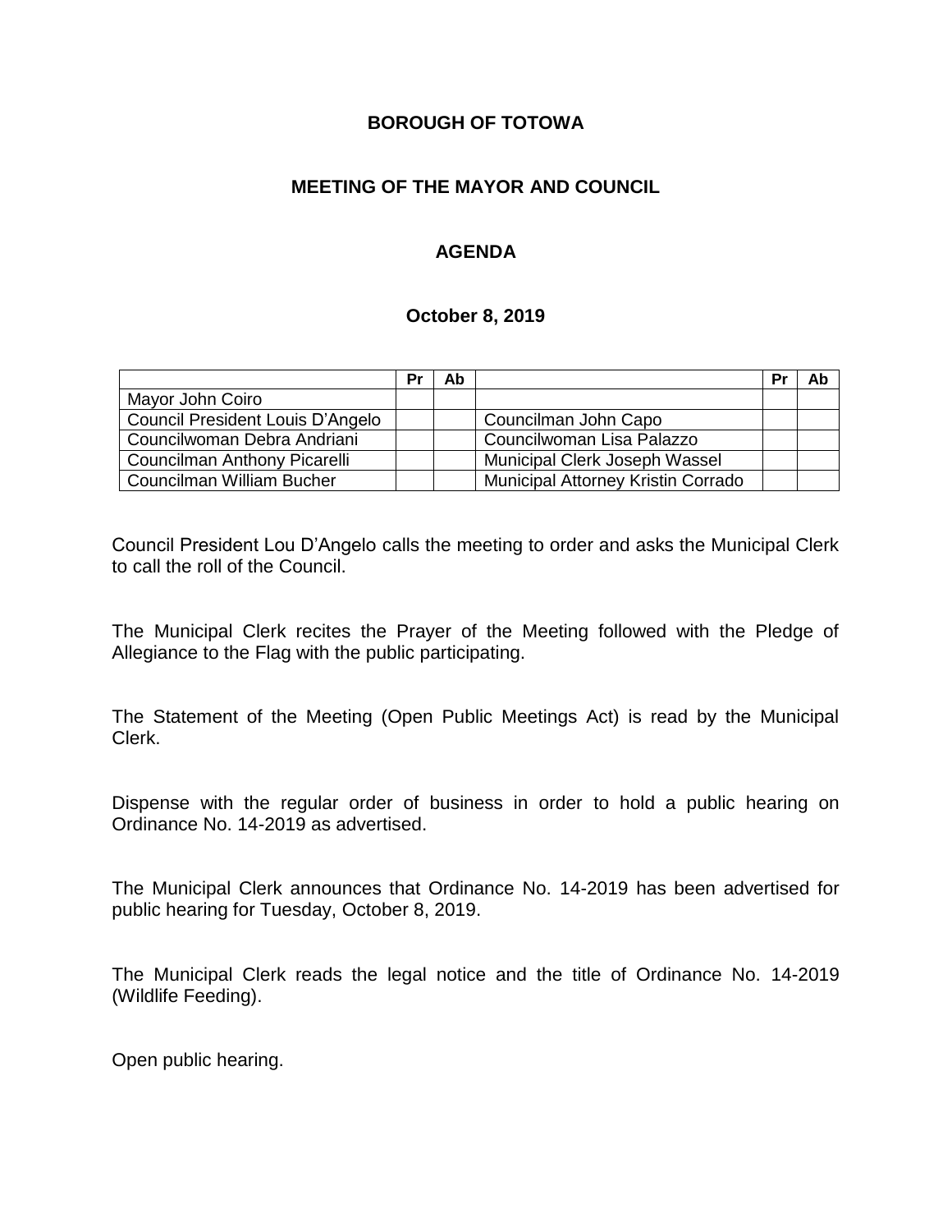**BOROUGH OF TOTOWA**

**MEETING OF THE MAYOR AND COUNCIL**

**AGENDA**

**October 8, 2019**

| | Pr | Ab | | Pr | Ab |
|---|---|---|---|---|---|
| Mayor John Coiro | | | | | |
| Council President Louis D'Angelo | | | Councilman John Capo | | |
| Councilwoman Debra Andriani | | | Councilwoman Lisa Palazzo | | |
| Councilman Anthony Picarelli | | | Municipal Clerk Joseph Wassel | | |
| Councilman William Bucher | | | Municipal Attorney Kristin Corrado | | |

Council President Lou D'Angelo calls the meeting to order and asks the Municipal Clerk to call the roll of the Council.

The Municipal Clerk recites the Prayer of the Meeting followed with the Pledge of Allegiance to the Flag with the public participating.

The Statement of the Meeting (Open Public Meetings Act) is read by the Municipal Clerk.

Dispense with the regular order of business in order to hold a public hearing on Ordinance No. 14-2019 as advertised.

The Municipal Clerk announces that Ordinance No. 14-2019 has been advertised for public hearing for Tuesday, October 8, 2019.

The Municipal Clerk reads the legal notice and the title of Ordinance No. 14-2019 (Wildlife Feeding).

Open public hearing.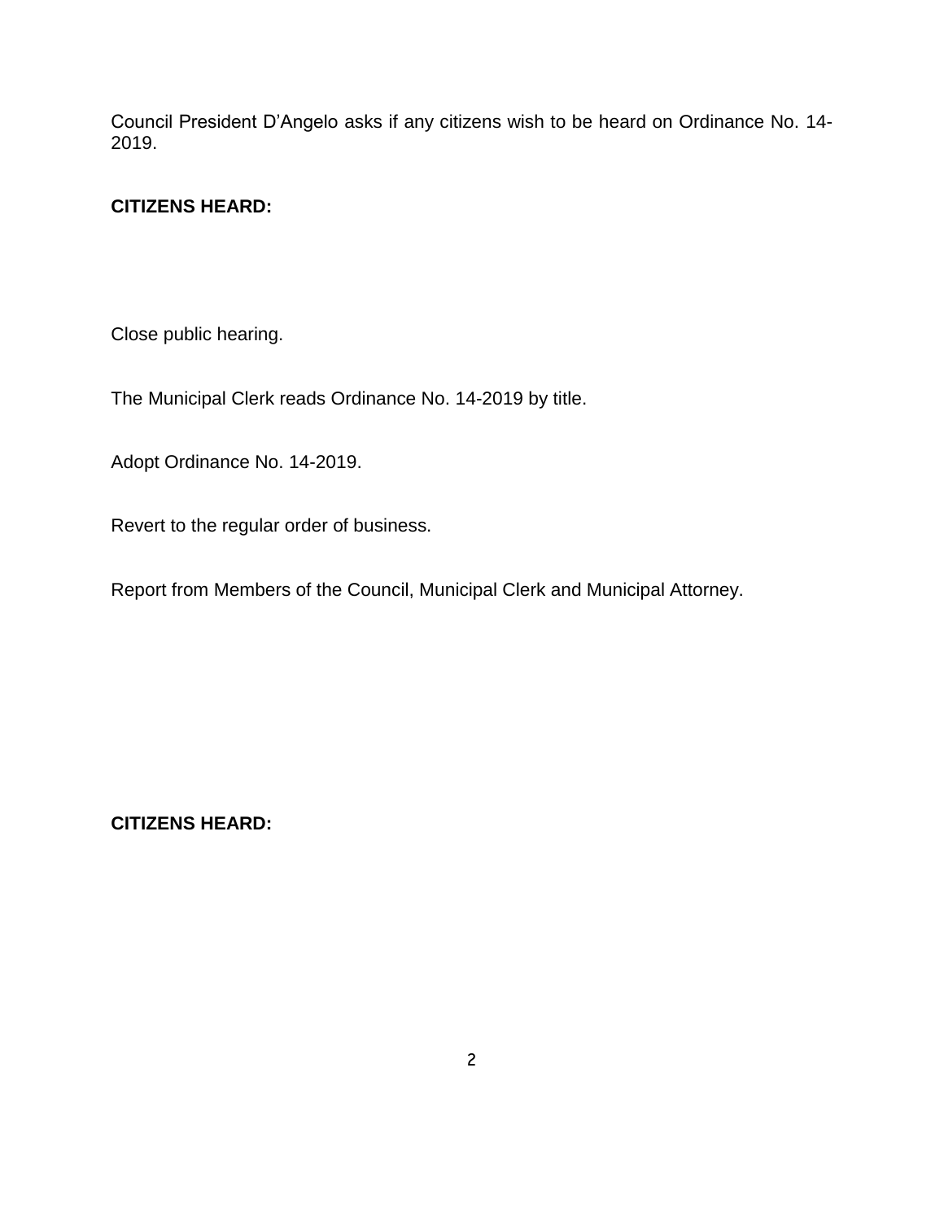Council President D'Angelo asks if any citizens wish to be heard on Ordinance No. 14-2019.

**CITIZENS HEARD:**

Close public hearing.

The Municipal Clerk reads Ordinance No. 14-2019 by title.

Adopt Ordinance No. 14-2019.

Revert to the regular order of business.

Report from Members of the Council, Municipal Clerk and Municipal Attorney.

**CITIZENS HEARD:**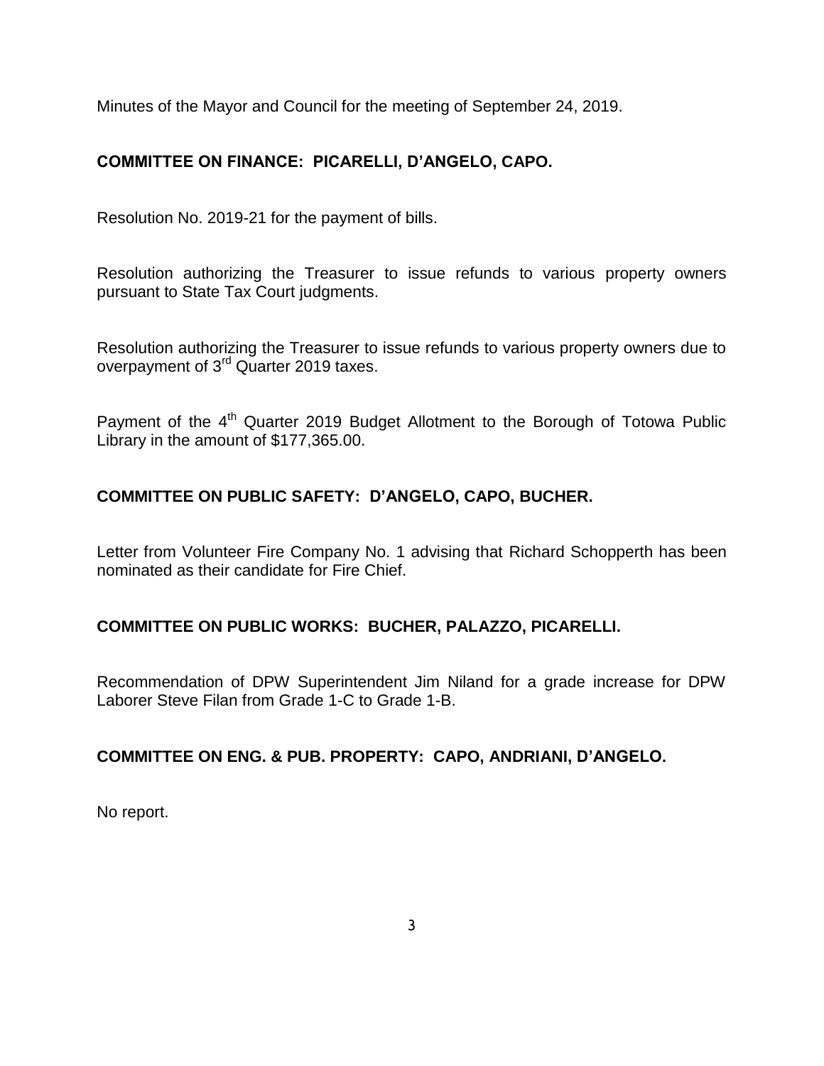Minutes of the Mayor and Council for the meeting of September 24, 2019.

**COMMITTEE ON FINANCE: PICARELLI, D'ANGELO, CAPO.**

Resolution No. 2019-21 for the payment of bills.

Resolution authorizing the Treasurer to issue refunds to various property owners pursuant to State Tax Court judgments.

Resolution authorizing the Treasurer to issue refunds to various property owners due to overpayment of 3rd Quarter 2019 taxes.

Payment of the 4th Quarter 2019 Budget Allotment to the Borough of Totowa Public Library in the amount of $177,365.00.

**COMMITTEE ON PUBLIC SAFETY: D'ANGELO, CAPO, BUCHER.**

Letter from Volunteer Fire Company No. 1 advising that Richard Schopperth has been nominated as their candidate for Fire Chief.

**COMMITTEE ON PUBLIC WORKS: BUCHER, PALAZZO, PICARELLI.**

Recommendation of DPW Superintendent Jim Niland for a grade increase for DPW Laborer Steve Filan from Grade 1-C to Grade 1-B.

**COMMITTEE ON ENG. & PUB. PROPERTY: CAPO, ANDRIANI, D'ANGELO.**

No report.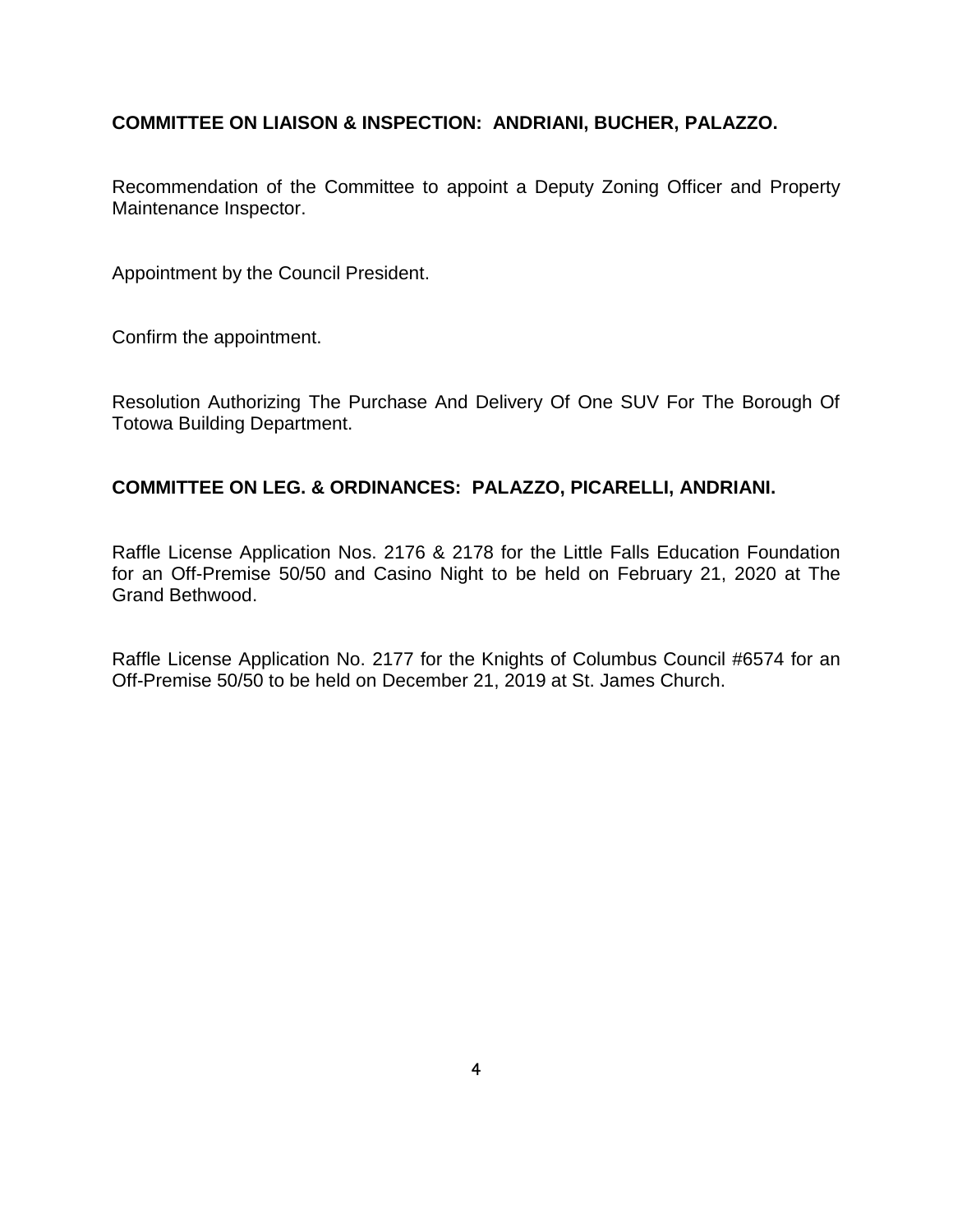**COMMITTEE ON LIAISON & INSPECTION: ANDRIANI, BUCHER, PALAZZO.**

Recommendation of the Committee to appoint a Deputy Zoning Officer and Property Maintenance Inspector.

Appointment by the Council President.

Confirm the appointment.

Resolution Authorizing The Purchase And Delivery Of One SUV For The Borough Of Totowa Building Department.

**COMMITTEE ON LEG. & ORDINANCES: PALAZZO, PICARELLI, ANDRIANI.**

Raffle License Application Nos. 2176 & 2178 for the Little Falls Education Foundation for an Off-Premise 50/50 and Casino Night to be held on February 21, 2020 at The Grand Bethwood.

Raffle License Application No. 2177 for the Knights of Columbus Council #6574 for an Off-Premise 50/50 to be held on December 21, 2019 at St. James Church.